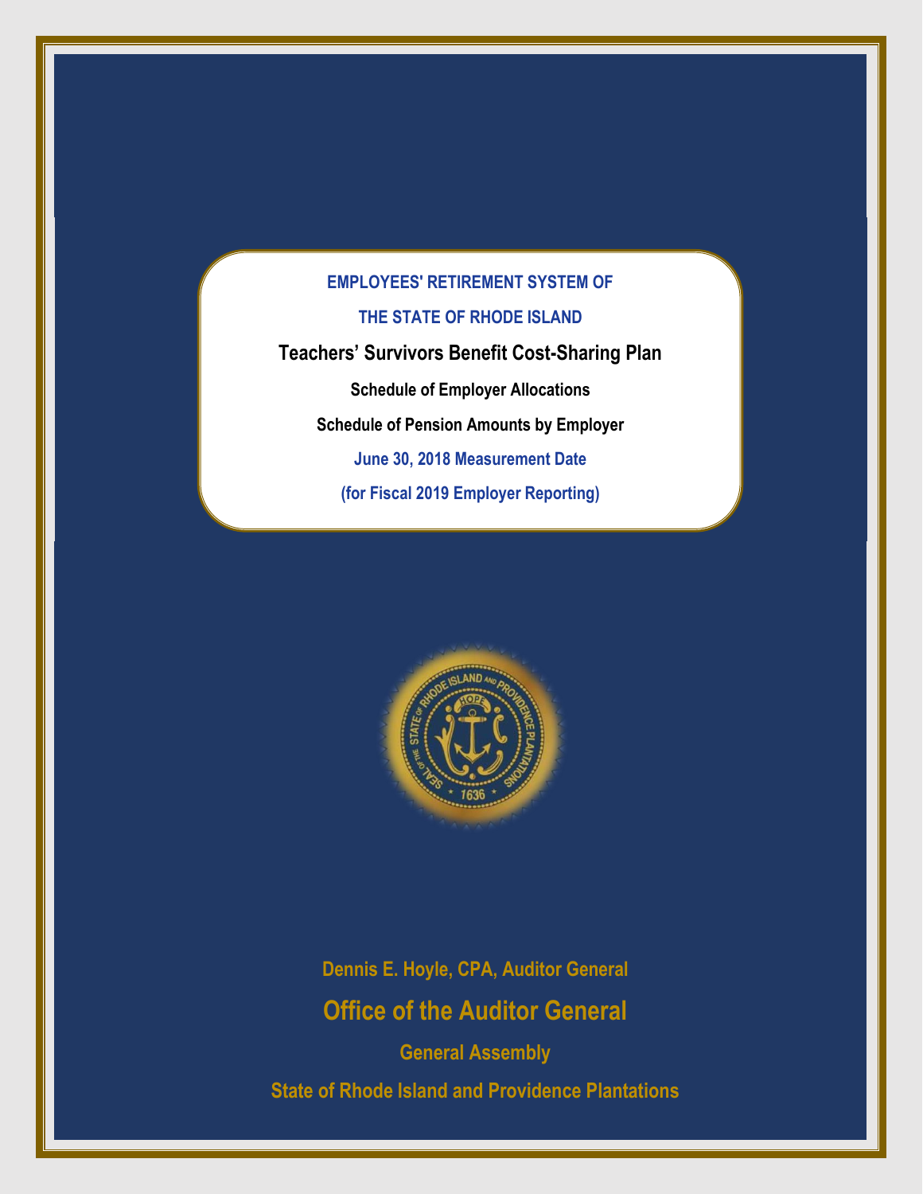# EMPLOYEES' RETIREMENT SYSTEM OF THE STATE OF RHODE ISLAND

## Teachers' Survivors Benefit Cost-Sharing Plan

**Schedule of Employer Allocations**

**Schedule of Pension Amounts by Employer**

**June 30, 2018 Measurement Date**

**(for Fiscal 2019 Employer Reporting)**

Dennis E. Hoyle, CPA, Auditor General

**Office of the Auditor General**

General Assembly

State of Rhode Island and Providence Plantations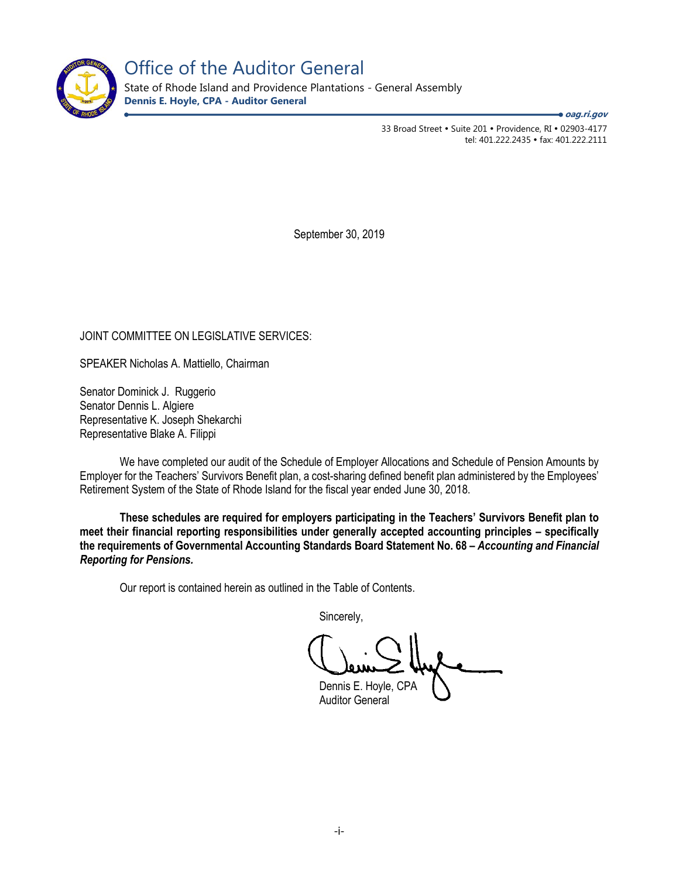# Office of the Auditor General

State of Rhode Island and Providence Plantations - General Assembly

**Dennis E. Hoyle, CPA - Auditor General**

***oag.ri.gov***

33 Broad Street • Suite 201 • Providence, RI • 02903-4177
tel: 401.222.2435 • fax: 401.222.2111

September 30, 2019

JOINT COMMITTEE ON LEGISLATIVE SERVICES:

SPEAKER Nicholas A. Mattiello, Chairman

Senator Dominick J. Ruggerio
Senator Dennis L. Algiere
Representative K. Joseph Shekarchi
Representative Blake A. Filippi

We have completed our audit of the Schedule of Employer Allocations and Schedule of Pension Amounts by Employer for the Teachers' Survivors Benefit plan, a cost-sharing defined benefit plan administered by the Employees' Retirement System of the State of Rhode Island for the fiscal year ended June 30, 2018.

**These schedules are required for employers participating in the Teachers' Survivors Benefit plan to meet their financial reporting responsibilities under generally accepted accounting principles – specifically the requirements of Governmental Accounting Standards Board Statement No. 68 – *Accounting and Financial Reporting for Pensions.***

Our report is contained herein as outlined in the Table of Contents.

Sincerely,

Dennis E. Hoyle, CPA
Auditor General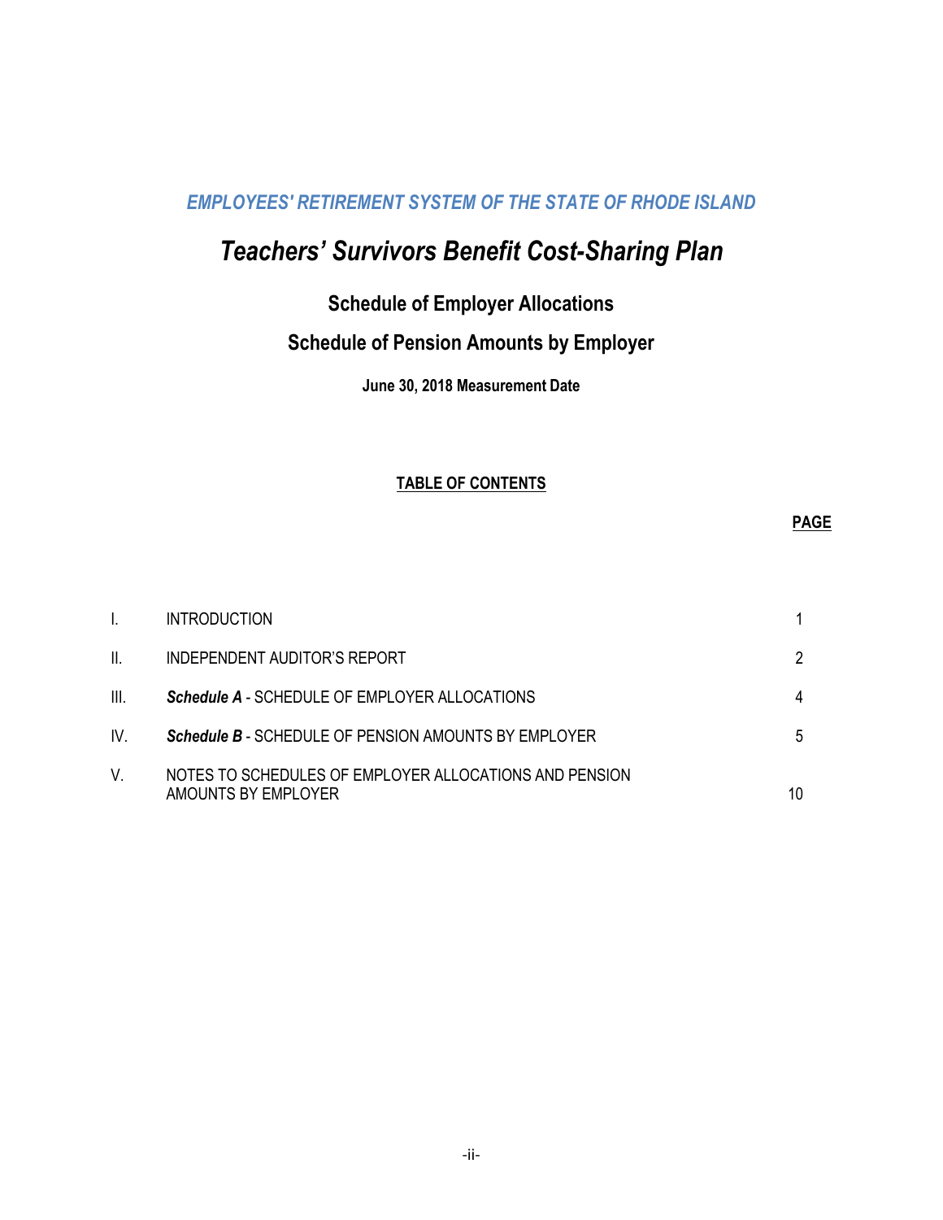*EMPLOYEES' RETIREMENT SYSTEM OF THE STATE OF RHODE ISLAND*

# *Teachers' Survivors Benefit Cost-Sharing Plan*

## Schedule of Employer Allocations

## Schedule of Pension Amounts by Employer

**June 30, 2018 Measurement Date**

**TABLE OF CONTENTS**

| | | **PAGE** |
|---|---|---|
| I. | INTRODUCTION | 1 |
| II. | INDEPENDENT AUDITOR'S REPORT | 2 |
| III. | ***Schedule A*** - SCHEDULE OF EMPLOYER ALLOCATIONS | 4 |
| IV. | ***Schedule B*** - SCHEDULE OF PENSION AMOUNTS BY EMPLOYER | 5 |
| V. | NOTES TO SCHEDULES OF EMPLOYER ALLOCATIONS AND PENSION AMOUNTS BY EMPLOYER | 10 |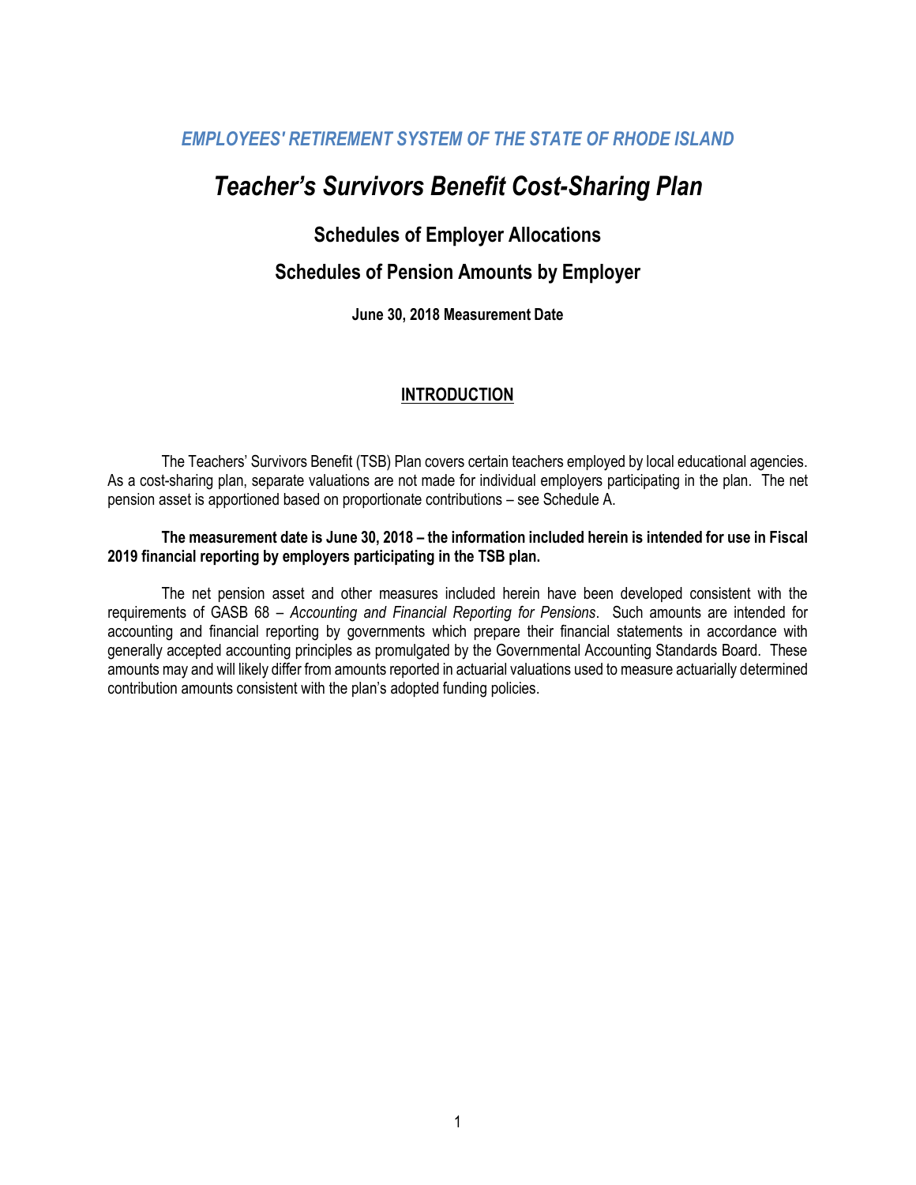*EMPLOYEES' RETIREMENT SYSTEM OF THE STATE OF RHODE ISLAND*

# *Teacher's Survivors Benefit Cost-Sharing Plan*

## Schedules of Employer Allocations

## Schedules of Pension Amounts by Employer

**June 30, 2018 Measurement Date**

### INTRODUCTION

The Teachers' Survivors Benefit (TSB) Plan covers certain teachers employed by local educational agencies. As a cost-sharing plan, separate valuations are not made for individual employers participating in the plan. The net pension asset is apportioned based on proportionate contributions – see Schedule A.

**The measurement date is June 30, 2018 – the information included herein is intended for use in Fiscal 2019 financial reporting by employers participating in the TSB plan.**

The net pension asset and other measures included herein have been developed consistent with the requirements of GASB 68 – *Accounting and Financial Reporting for Pensions*. Such amounts are intended for accounting and financial reporting by governments which prepare their financial statements in accordance with generally accepted accounting principles as promulgated by the Governmental Accounting Standards Board. These amounts may and will likely differ from amounts reported in actuarial valuations used to measure actuarially determined contribution amounts consistent with the plan's adopted funding policies.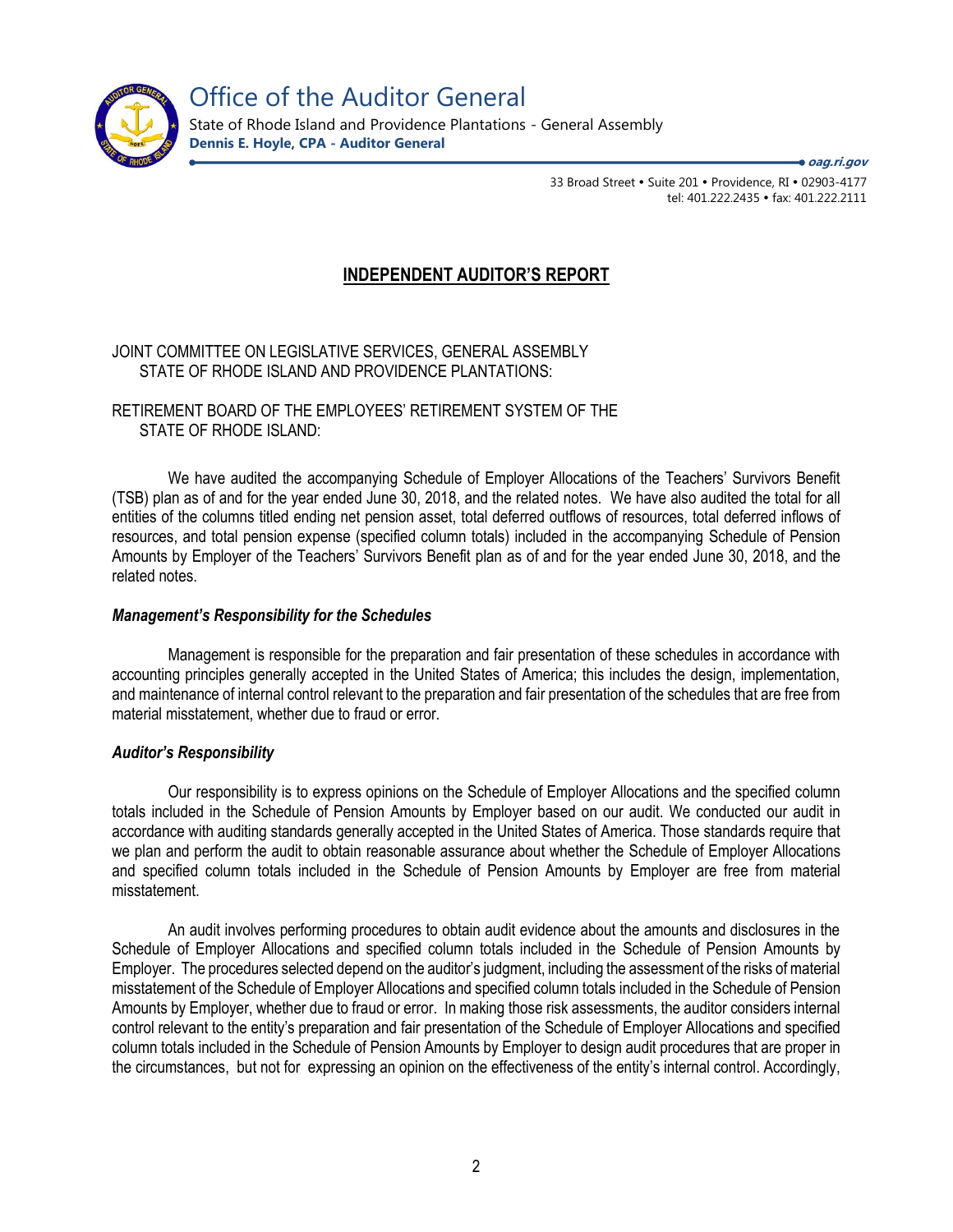# Office of the Auditor General

State of Rhode Island and Providence Plantations - General Assembly
**Dennis E. Hoyle, CPA - Auditor General**

*oag.ri.gov*

33 Broad Street • Suite 201 • Providence, RI • 02903-4177
tel: 401.222.2435 • fax: 401.222.2111

## INDEPENDENT AUDITOR'S REPORT

JOINT COMMITTEE ON LEGISLATIVE SERVICES, GENERAL ASSEMBLY
STATE OF RHODE ISLAND AND PROVIDENCE PLANTATIONS:

RETIREMENT BOARD OF THE EMPLOYEES' RETIREMENT SYSTEM OF THE
STATE OF RHODE ISLAND:

We have audited the accompanying Schedule of Employer Allocations of the Teachers' Survivors Benefit (TSB) plan as of and for the year ended June 30, 2018, and the related notes. We have also audited the total for all entities of the columns titled ending net pension asset, total deferred outflows of resources, total deferred inflows of resources, and total pension expense (specified column totals) included in the accompanying Schedule of Pension Amounts by Employer of the Teachers' Survivors Benefit plan as of and for the year ended June 30, 2018, and the related notes.

### *Management's Responsibility for the Schedules*

Management is responsible for the preparation and fair presentation of these schedules in accordance with accounting principles generally accepted in the United States of America; this includes the design, implementation, and maintenance of internal control relevant to the preparation and fair presentation of the schedules that are free from material misstatement, whether due to fraud or error.

### *Auditor's Responsibility*

Our responsibility is to express opinions on the Schedule of Employer Allocations and the specified column totals included in the Schedule of Pension Amounts by Employer based on our audit. We conducted our audit in accordance with auditing standards generally accepted in the United States of America. Those standards require that we plan and perform the audit to obtain reasonable assurance about whether the Schedule of Employer Allocations and specified column totals included in the Schedule of Pension Amounts by Employer are free from material misstatement.

An audit involves performing procedures to obtain audit evidence about the amounts and disclosures in the Schedule of Employer Allocations and specified column totals included in the Schedule of Pension Amounts by Employer. The procedures selected depend on the auditor's judgment, including the assessment of the risks of material misstatement of the Schedule of Employer Allocations and specified column totals included in the Schedule of Pension Amounts by Employer, whether due to fraud or error. In making those risk assessments, the auditor considers internal control relevant to the entity's preparation and fair presentation of the Schedule of Employer Allocations and specified column totals included in the Schedule of Pension Amounts by Employer to design audit procedures that are proper in the circumstances, but not for expressing an opinion on the effectiveness of the entity's internal control. Accordingly,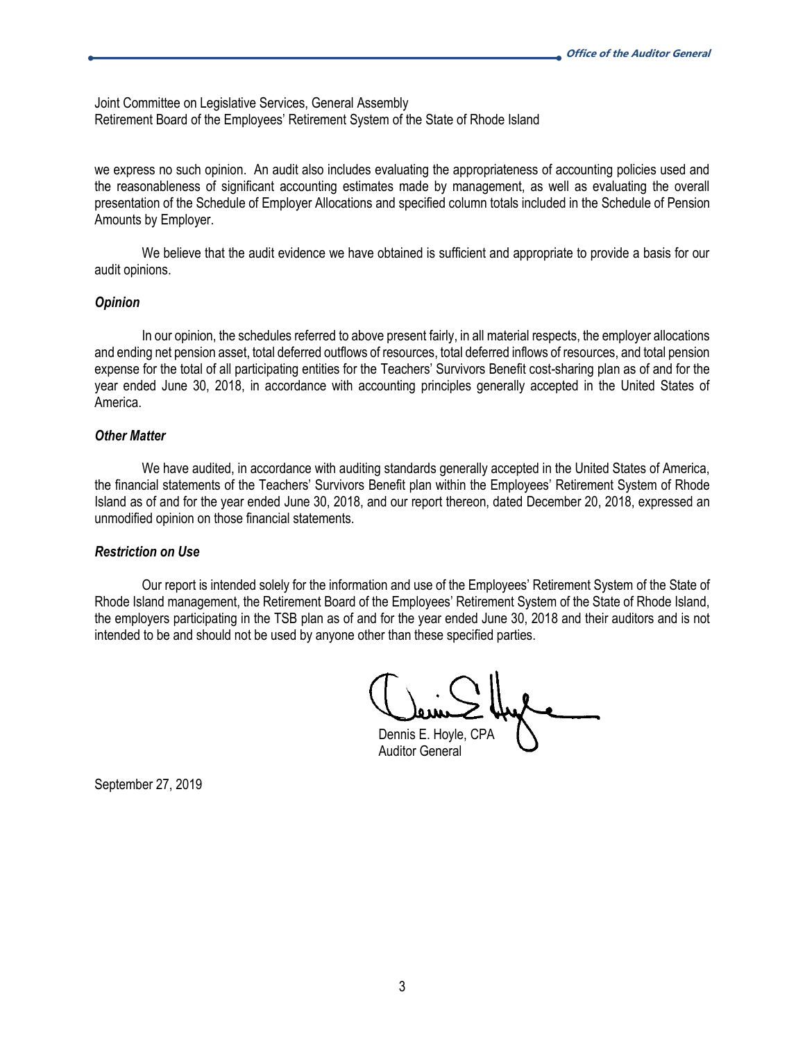Joint Committee on Legislative Services, General Assembly
Retirement Board of the Employees' Retirement System of the State of Rhode Island

we express no such opinion. An audit also includes evaluating the appropriateness of accounting policies used and the reasonableness of significant accounting estimates made by management, as well as evaluating the overall presentation of the Schedule of Employer Allocations and specified column totals included in the Schedule of Pension Amounts by Employer.

We believe that the audit evidence we have obtained is sufficient and appropriate to provide a basis for our audit opinions.

***Opinion***

In our opinion, the schedules referred to above present fairly, in all material respects, the employer allocations and ending net pension asset, total deferred outflows of resources, total deferred inflows of resources, and total pension expense for the total of all participating entities for the Teachers' Survivors Benefit cost-sharing plan as of and for the year ended June 30, 2018, in accordance with accounting principles generally accepted in the United States of America.

***Other Matter***

We have audited, in accordance with auditing standards generally accepted in the United States of America, the financial statements of the Teachers' Survivors Benefit plan within the Employees' Retirement System of Rhode Island as of and for the year ended June 30, 2018, and our report thereon, dated December 20, 2018, expressed an unmodified opinion on those financial statements.

***Restriction on Use***

Our report is intended solely for the information and use of the Employees' Retirement System of the State of Rhode Island management, the Retirement Board of the Employees' Retirement System of the State of Rhode Island, the employers participating in the TSB plan as of and for the year ended June 30, 2018 and their auditors and is not intended to be and should not be used by anyone other than these specified parties.

Dennis E. Hoyle, CPA
Auditor General

September 27, 2019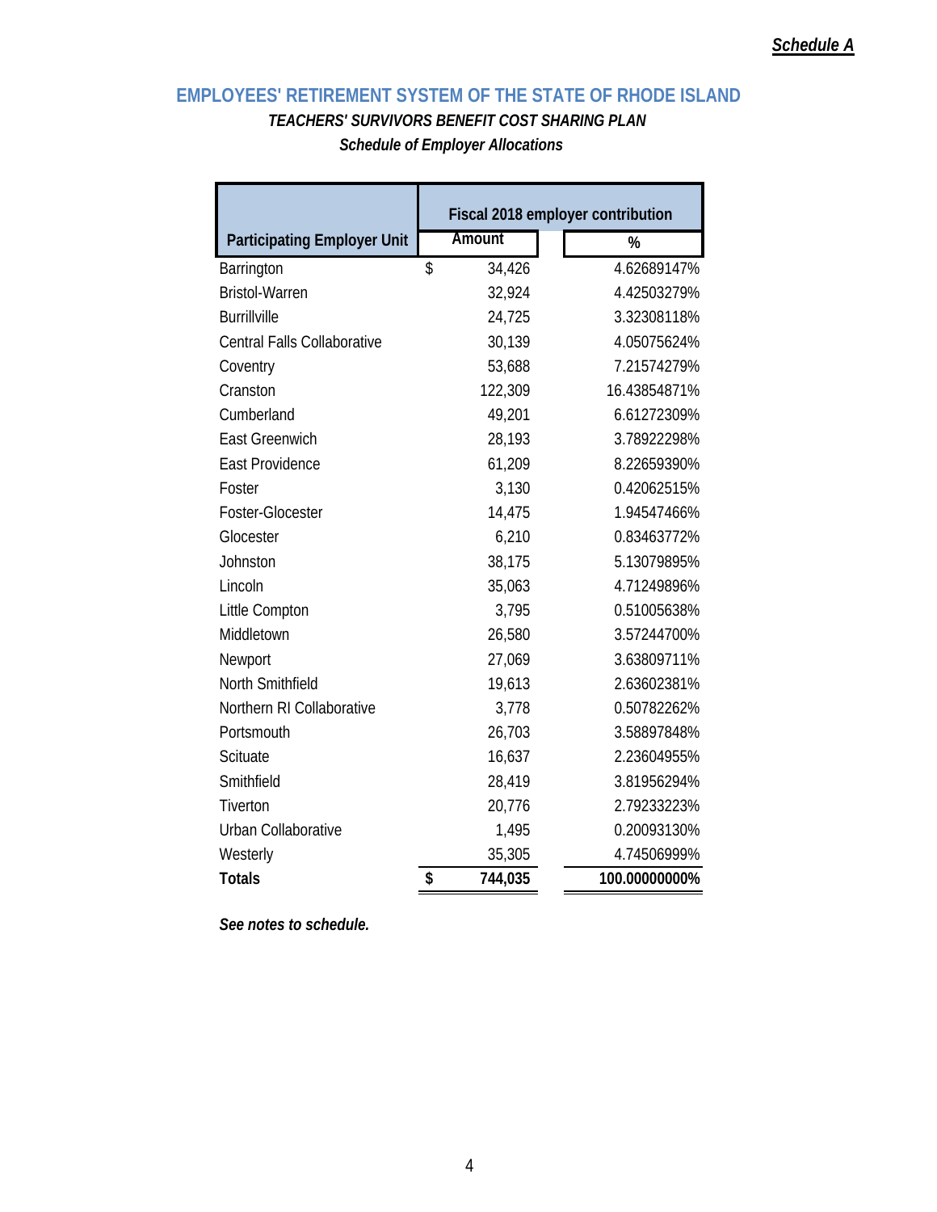*Schedule A*

## EMPLOYEES' RETIREMENT SYSTEM OF THE STATE OF RHODE ISLAND

***TEACHERS' SURVIVORS BENEFIT COST SHARING PLAN***

***Schedule of Employer Allocations***

| | Fiscal 2018 employer contribution | |
|---|---|---|
| **Participating Employer Unit** | **Amount** | **%** |
| Barrington | $ 34,426 | 4.62689147% |
| Bristol-Warren | 32,924 | 4.42503279% |
| Burrillville | 24,725 | 3.32308118% |
| Central Falls Collaborative | 30,139 | 4.05075624% |
| Coventry | 53,688 | 7.21574279% |
| Cranston | 122,309 | 16.43854871% |
| Cumberland | 49,201 | 6.61272309% |
| East Greenwich | 28,193 | 3.78922298% |
| East Providence | 61,209 | 8.22659390% |
| Foster | 3,130 | 0.42062515% |
| Foster-Glocester | 14,475 | 1.94547466% |
| Glocester | 6,210 | 0.83463772% |
| Johnston | 38,175 | 5.13079895% |
| Lincoln | 35,063 | 4.71249896% |
| Little Compton | 3,795 | 0.51005638% |
| Middletown | 26,580 | 3.57244700% |
| Newport | 27,069 | 3.63809711% |
| North Smithfield | 19,613 | 2.63602381% |
| Northern RI Collaborative | 3,778 | 0.50782262% |
| Portsmouth | 26,703 | 3.58897848% |
| Scituate | 16,637 | 2.23604955% |
| Smithfield | 28,419 | 3.81956294% |
| Tiverton | 20,776 | 2.79233223% |
| Urban Collaborative | 1,495 | 0.20093130% |
| Westerly | 35,305 | 4.74506999% |
| **Totals** | **$ 744,035** | **100.00000000%** |

***See notes to schedule.***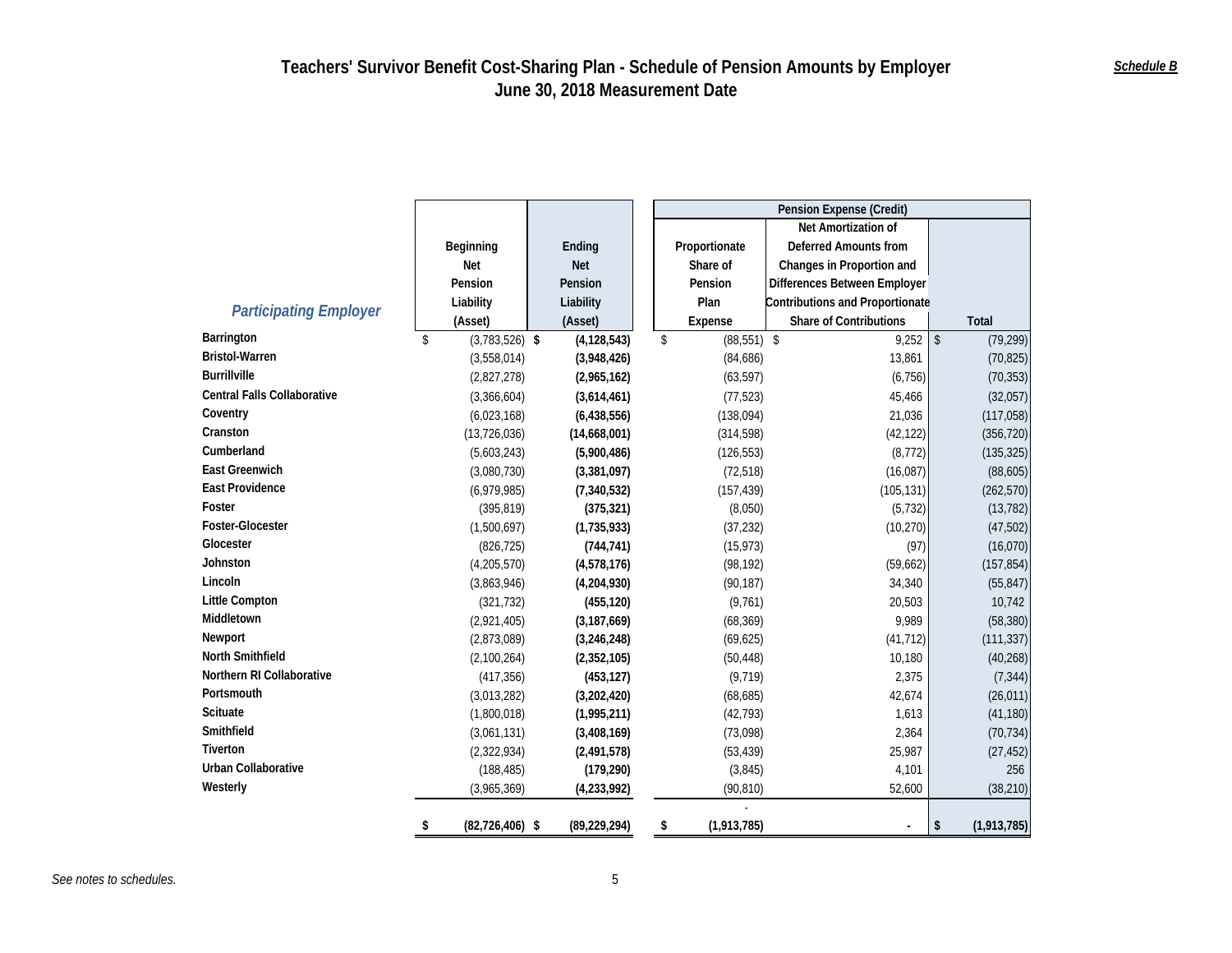# Teachers' Survivor Benefit Cost-Sharing Plan - Schedule of Pension Amounts by Employer
## June 30, 2018 Measurement Date

***Schedule B***

| *Participating Employer* | Beginning Net Pension Liability (Asset) | Ending Net Pension Liability (Asset) | Pension Expense (Credit) | | |
|---|---|---|---|---|---|
| | | | Proportionate Share of Pension Plan Expense | Net Amortization of Deferred Amounts from Changes in Proportion and Differences Between Employer Contributions and Proportionate Share of Contributions | Total |
| **Barrington** | $ (3,783,526) | **$ (4,128,543)** | $ (88,551) | $ 9,252 | $ (79,299) |
| **Bristol-Warren** | (3,558,014) | **(3,948,426)** | (84,686) | 13,861 | (70,825) |
| **Burrillville** | (2,827,278) | **(2,965,162)** | (63,597) | (6,756) | (70,353) |
| **Central Falls Collaborative** | (3,366,604) | **(3,614,461)** | (77,523) | 45,466 | (32,057) |
| **Coventry** | (6,023,168) | **(6,438,556)** | (138,094) | 21,036 | (117,058) |
| **Cranston** | (13,726,036) | **(14,668,001)** | (314,598) | (42,122) | (356,720) |
| **Cumberland** | (5,603,243) | **(5,900,486)** | (126,553) | (8,772) | (135,325) |
| **East Greenwich** | (3,080,730) | **(3,381,097)** | (72,518) | (16,087) | (88,605) |
| **East Providence** | (6,979,985) | **(7,340,532)** | (157,439) | (105,131) | (262,570) |
| **Foster** | (395,819) | **(375,321)** | (8,050) | (5,732) | (13,782) |
| **Foster-Glocester** | (1,500,697) | **(1,735,933)** | (37,232) | (10,270) | (47,502) |
| **Glocester** | (826,725) | **(744,741)** | (15,973) | (97) | (16,070) |
| **Johnston** | (4,205,570) | **(4,578,176)** | (98,192) | (59,662) | (157,854) |
| **Lincoln** | (3,863,946) | **(4,204,930)** | (90,187) | 34,340 | (55,847) |
| **Little Compton** | (321,732) | **(455,120)** | (9,761) | 20,503 | 10,742 |
| **Middletown** | (2,921,405) | **(3,187,669)** | (68,369) | 9,989 | (58,380) |
| **Newport** | (2,873,089) | **(3,246,248)** | (69,625) | (41,712) | (111,337) |
| **North Smithfield** | (2,100,264) | **(2,352,105)** | (50,448) | 10,180 | (40,268) |
| **Northern RI Collaborative** | (417,356) | **(453,127)** | (9,719) | 2,375 | (7,344) |
| **Portsmouth** | (3,013,282) | **(3,202,420)** | (68,685) | 42,674 | (26,011) |
| **Scituate** | (1,800,018) | **(1,995,211)** | (42,793) | 1,613 | (41,180) |
| **Smithfield** | (3,061,131) | **(3,408,169)** | (73,098) | 2,364 | (70,734) |
| **Tiverton** | (2,322,934) | **(2,491,578)** | (53,439) | 25,987 | (27,452) |
| **Urban Collaborative** | (188,485) | **(179,290)** | (3,845) | 4,101 | 256 |
| **Westerly** | (3,965,369) | **(4,233,992)** | (90,810) | 52,600 | (38,210) |
| | **$ (82,726,406)** | **$ (89,229,294)** | **$ (1,913,785)** | **-** | **$ (1,913,785)** |

*See notes to schedules.*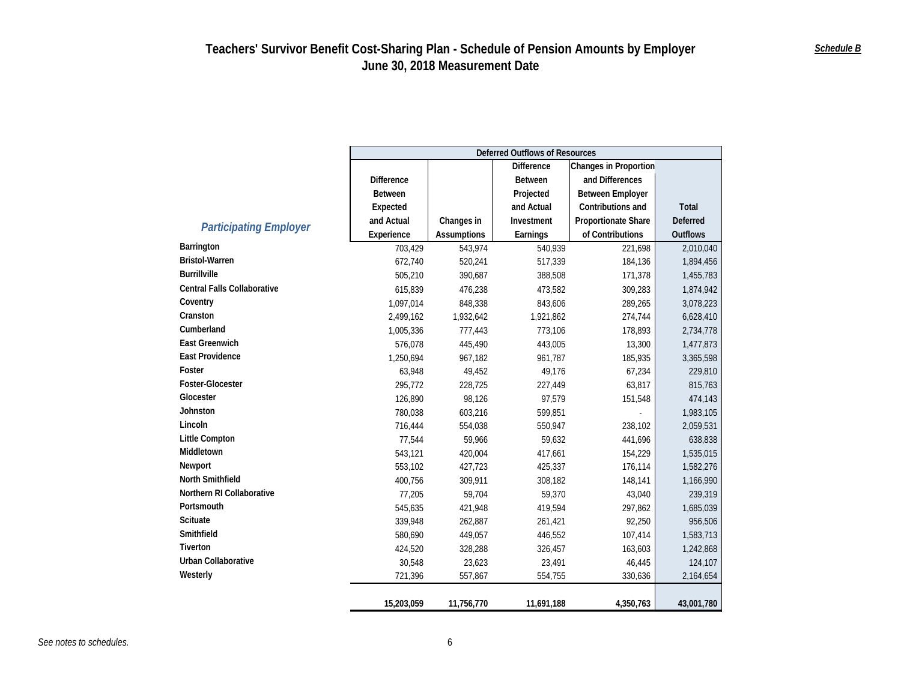# Teachers' Survivor Benefit Cost-Sharing Plan - Schedule of Pension Amounts by Employer
## June 30, 2018 Measurement Date

*Schedule B*

| *Participating Employer* | Deferred Outflows of Resources | | | | |
|---|---|---|---|---|---|
| | Difference Between Expected and Actual Experience | Changes in Assumptions | Difference Between Projected and Actual Investment Earnings | Changes in Proportion and Differences Between Employer Contributions and Proportionate Share of Contributions | Total Deferred Outflows |
| **Barrington** | 703,429 | 543,974 | 540,939 | 221,698 | 2,010,040 |
| **Bristol-Warren** | 672,740 | 520,241 | 517,339 | 184,136 | 1,894,456 |
| **Burrillville** | 505,210 | 390,687 | 388,508 | 171,378 | 1,455,783 |
| **Central Falls Collaborative** | 615,839 | 476,238 | 473,582 | 309,283 | 1,874,942 |
| **Coventry** | 1,097,014 | 848,338 | 843,606 | 289,265 | 3,078,223 |
| **Cranston** | 2,499,162 | 1,932,642 | 1,921,862 | 274,744 | 6,628,410 |
| **Cumberland** | 1,005,336 | 777,443 | 773,106 | 178,893 | 2,734,778 |
| **East Greenwich** | 576,078 | 445,490 | 443,005 | 13,300 | 1,477,873 |
| **East Providence** | 1,250,694 | 967,182 | 961,787 | 185,935 | 3,365,598 |
| **Foster** | 63,948 | 49,452 | 49,176 | 67,234 | 229,810 |
| **Foster-Glocester** | 295,772 | 228,725 | 227,449 | 63,817 | 815,763 |
| **Glocester** | 126,890 | 98,126 | 97,579 | 151,548 | 474,143 |
| **Johnston** | 780,038 | 603,216 | 599,851 | - | 1,983,105 |
| **Lincoln** | 716,444 | 554,038 | 550,947 | 238,102 | 2,059,531 |
| **Little Compton** | 77,544 | 59,966 | 59,632 | 441,696 | 638,838 |
| **Middletown** | 543,121 | 420,004 | 417,661 | 154,229 | 1,535,015 |
| **Newport** | 553,102 | 427,723 | 425,337 | 176,114 | 1,582,276 |
| **North Smithfield** | 400,756 | 309,911 | 308,182 | 148,141 | 1,166,990 |
| **Northern RI Collaborative** | 77,205 | 59,704 | 59,370 | 43,040 | 239,319 |
| **Portsmouth** | 545,635 | 421,948 | 419,594 | 297,862 | 1,685,039 |
| **Scituate** | 339,948 | 262,887 | 261,421 | 92,250 | 956,506 |
| **Smithfield** | 580,690 | 449,057 | 446,552 | 107,414 | 1,583,713 |
| **Tiverton** | 424,520 | 328,288 | 326,457 | 163,603 | 1,242,868 |
| **Urban Collaborative** | 30,548 | 23,623 | 23,491 | 46,445 | 124,107 |
| **Westerly** | 721,396 | 557,867 | 554,755 | 330,636 | 2,164,654 |
| | **15,203,059** | **11,756,770** | **11,691,188** | **4,350,763** | **43,001,780** |

*See notes to schedules.*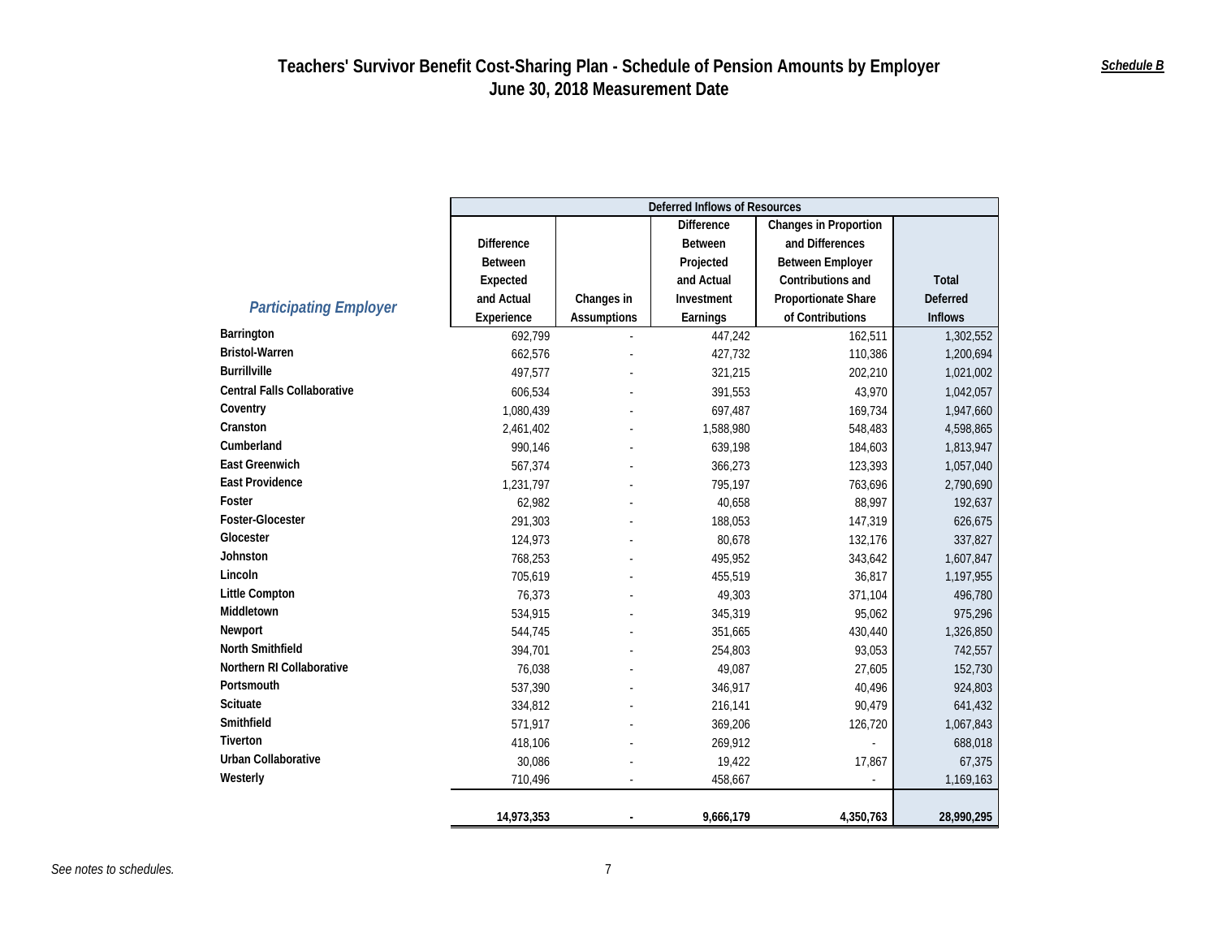# Teachers' Survivor Benefit Cost-Sharing Plan - Schedule of Pension Amounts by Employer
## June 30, 2018 Measurement Date

***Schedule B***

| | Deferred Inflows of Resources | | | | |
|---|---|---|---|---|---|
| ***Participating Employer*** | Difference Between Expected and Actual Experience | Changes in Assumptions | Difference Between Projected and Actual Investment Earnings | Changes in Proportion and Differences Between Employer Contributions and Proportionate Share of Contributions | Total Deferred Inflows |
| **Barrington** | 692,799 | - | 447,242 | 162,511 | 1,302,552 |
| **Bristol-Warren** | 662,576 | - | 427,732 | 110,386 | 1,200,694 |
| **Burrillville** | 497,577 | - | 321,215 | 202,210 | 1,021,002 |
| **Central Falls Collaborative** | 606,534 | - | 391,553 | 43,970 | 1,042,057 |
| **Coventry** | 1,080,439 | - | 697,487 | 169,734 | 1,947,660 |
| **Cranston** | 2,461,402 | - | 1,588,980 | 548,483 | 4,598,865 |
| **Cumberland** | 990,146 | - | 639,198 | 184,603 | 1,813,947 |
| **East Greenwich** | 567,374 | - | 366,273 | 123,393 | 1,057,040 |
| **East Providence** | 1,231,797 | - | 795,197 | 763,696 | 2,790,690 |
| **Foster** | 62,982 | - | 40,658 | 88,997 | 192,637 |
| **Foster-Glocester** | 291,303 | - | 188,053 | 147,319 | 626,675 |
| **Glocester** | 124,973 | - | 80,678 | 132,176 | 337,827 |
| **Johnston** | 768,253 | - | 495,952 | 343,642 | 1,607,847 |
| **Lincoln** | 705,619 | - | 455,519 | 36,817 | 1,197,955 |
| **Little Compton** | 76,373 | - | 49,303 | 371,104 | 496,780 |
| **Middletown** | 534,915 | - | 345,319 | 95,062 | 975,296 |
| **Newport** | 544,745 | - | 351,665 | 430,440 | 1,326,850 |
| **North Smithfield** | 394,701 | - | 254,803 | 93,053 | 742,557 |
| **Northern RI Collaborative** | 76,038 | - | 49,087 | 27,605 | 152,730 |
| **Portsmouth** | 537,390 | - | 346,917 | 40,496 | 924,803 |
| **Scituate** | 334,812 | - | 216,141 | 90,479 | 641,432 |
| **Smithfield** | 571,917 | - | 369,206 | 126,720 | 1,067,843 |
| **Tiverton** | 418,106 | - | 269,912 | - | 688,018 |
| **Urban Collaborative** | 30,086 | - | 19,422 | 17,867 | 67,375 |
| **Westerly** | 710,496 | - | 458,667 | - | 1,169,163 |
| | **14,973,353** | **-** | **9,666,179** | **4,350,763** | **28,990,295** |

*See notes to schedules.*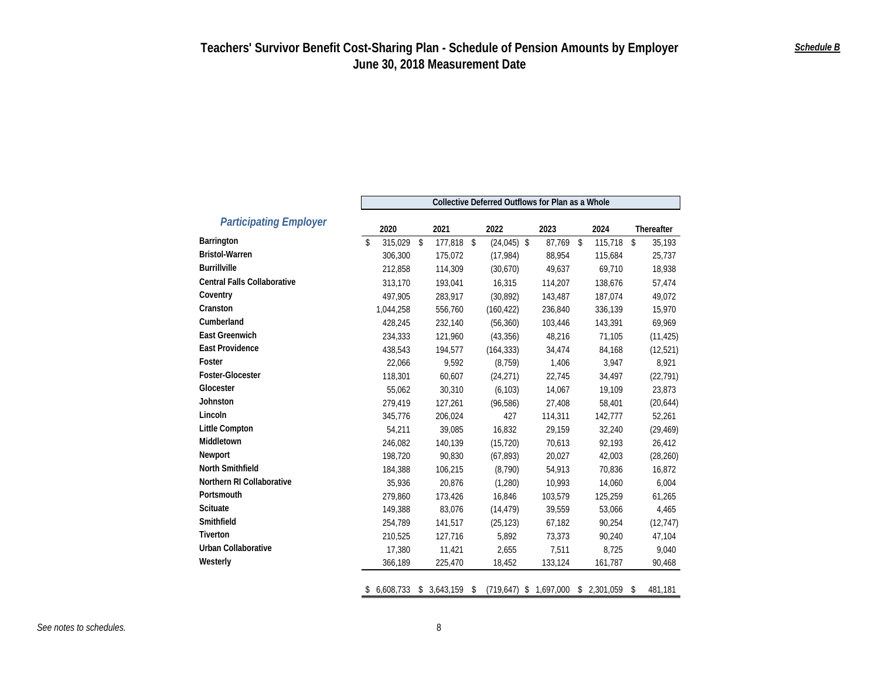# Teachers' Survivor Benefit Cost-Sharing Plan - Schedule of Pension Amounts by Employer
## June 30, 2018 Measurement Date

***Schedule B***

| Participating Employer | Collective Deferred Outflows for Plan as a Whole | | | | | |
|---|---|---|---|---|---|---|
| | 2020 | 2021 | 2022 | 2023 | 2024 | Thereafter |
| **Barrington** | $ 315,029 | $ 177,818 | $ (24,045) | $ 87,769 | $ 115,718 | $ 35,193 |
| **Bristol-Warren** | 306,300 | 175,072 | (17,984) | 88,954 | 115,684 | 25,737 |
| **Burrillville** | 212,858 | 114,309 | (30,670) | 49,637 | 69,710 | 18,938 |
| **Central Falls Collaborative** | 313,170 | 193,041 | 16,315 | 114,207 | 138,676 | 57,474 |
| **Coventry** | 497,905 | 283,917 | (30,892) | 143,487 | 187,074 | 49,072 |
| **Cranston** | 1,044,258 | 556,760 | (160,422) | 236,840 | 336,139 | 15,970 |
| **Cumberland** | 428,245 | 232,140 | (56,360) | 103,446 | 143,391 | 69,969 |
| **East Greenwich** | 234,333 | 121,960 | (43,356) | 48,216 | 71,105 | (11,425) |
| **East Providence** | 438,543 | 194,577 | (164,333) | 34,474 | 84,168 | (12,521) |
| **Foster** | 22,066 | 9,592 | (8,759) | 1,406 | 3,947 | 8,921 |
| **Foster-Glocester** | 118,301 | 60,607 | (24,271) | 22,745 | 34,497 | (22,791) |
| **Glocester** | 55,062 | 30,310 | (6,103) | 14,067 | 19,109 | 23,873 |
| **Johnston** | 279,419 | 127,261 | (96,586) | 27,408 | 58,401 | (20,644) |
| **Lincoln** | 345,776 | 206,024 | 427 | 114,311 | 142,777 | 52,261 |
| **Little Compton** | 54,211 | 39,085 | 16,832 | 29,159 | 32,240 | (29,469) |
| **Middletown** | 246,082 | 140,139 | (15,720) | 70,613 | 92,193 | 26,412 |
| **Newport** | 198,720 | 90,830 | (67,893) | 20,027 | 42,003 | (28,260) |
| **North Smithfield** | 184,388 | 106,215 | (8,790) | 54,913 | 70,836 | 16,872 |
| **Northern RI Collaborative** | 35,936 | 20,876 | (1,280) | 10,993 | 14,060 | 6,004 |
| **Portsmouth** | 279,860 | 173,426 | 16,846 | 103,579 | 125,259 | 61,265 |
| **Scituate** | 149,388 | 83,076 | (14,479) | 39,559 | 53,066 | 4,465 |
| **Smithfield** | 254,789 | 141,517 | (25,123) | 67,182 | 90,254 | (12,747) |
| **Tiverton** | 210,525 | 127,716 | 5,892 | 73,373 | 90,240 | 47,104 |
| **Urban Collaborative** | 17,380 | 11,421 | 2,655 | 7,511 | 8,725 | 9,040 |
| **Westerly** | 366,189 | 225,470 | 18,452 | 133,124 | 161,787 | 90,468 |
| | $ 6,608,733 | $ 3,643,159 | $ (719,647) | $ 1,697,000 | $ 2,301,059 | $ 481,181 |

*See notes to schedules.*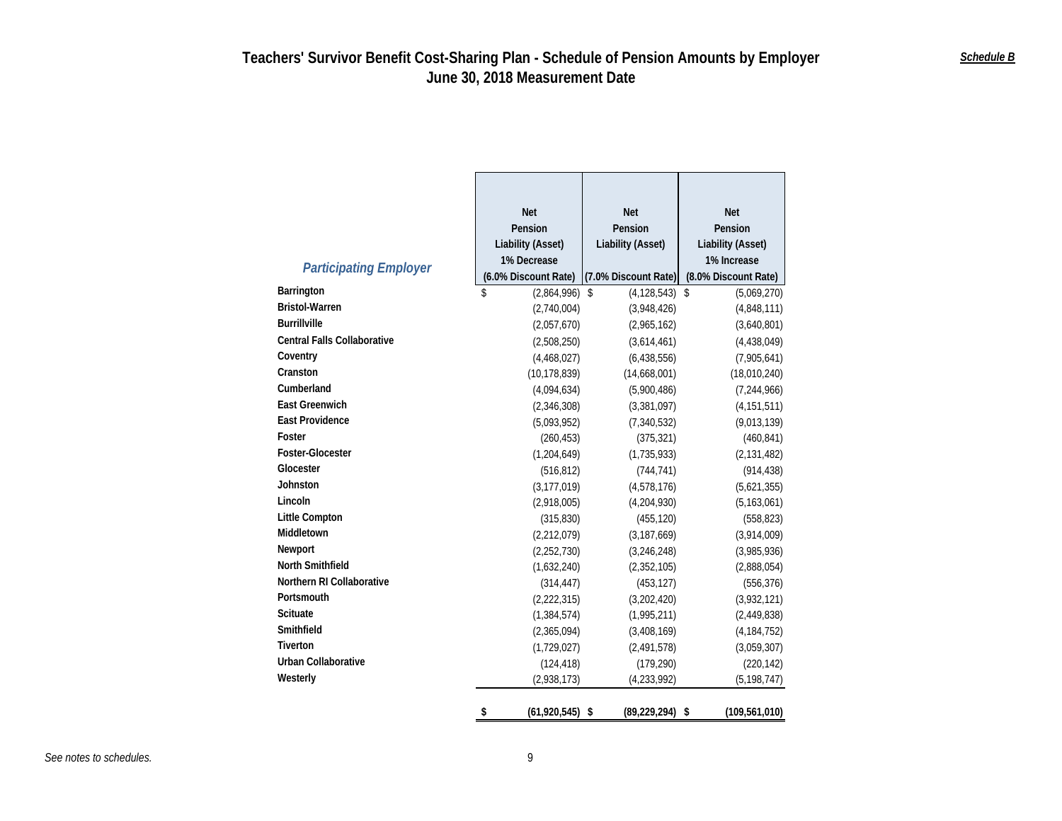# Teachers' Survivor Benefit Cost-Sharing Plan - Schedule of Pension Amounts by Employer
## June 30, 2018 Measurement Date

*Schedule B*

| *Participating Employer* | Net Pension Liability (Asset) 1% Decrease (6.0% Discount Rate) | Net Pension Liability (Asset) (7.0% Discount Rate) | Net Pension Liability (Asset) 1% Increase (8.0% Discount Rate) |
|---|---|---|---|
| Barrington | $ (2,864,996) | $ (4,128,543) | $ (5,069,270) |
| Bristol-Warren | (2,740,004) | (3,948,426) | (4,848,111) |
| Burrillville | (2,057,670) | (2,965,162) | (3,640,801) |
| Central Falls Collaborative | (2,508,250) | (3,614,461) | (4,438,049) |
| Coventry | (4,468,027) | (6,438,556) | (7,905,641) |
| Cranston | (10,178,839) | (14,668,001) | (18,010,240) |
| Cumberland | (4,094,634) | (5,900,486) | (7,244,966) |
| East Greenwich | (2,346,308) | (3,381,097) | (4,151,511) |
| East Providence | (5,093,952) | (7,340,532) | (9,013,139) |
| Foster | (260,453) | (375,321) | (460,841) |
| Foster-Glocester | (1,204,649) | (1,735,933) | (2,131,482) |
| Glocester | (516,812) | (744,741) | (914,438) |
| Johnston | (3,177,019) | (4,578,176) | (5,621,355) |
| Lincoln | (2,918,005) | (4,204,930) | (5,163,061) |
| Little Compton | (315,830) | (455,120) | (558,823) |
| Middletown | (2,212,079) | (3,187,669) | (3,914,009) |
| Newport | (2,252,730) | (3,246,248) | (3,985,936) |
| North Smithfield | (1,632,240) | (2,352,105) | (2,888,054) |
| Northern RI Collaborative | (314,447) | (453,127) | (556,376) |
| Portsmouth | (2,222,315) | (3,202,420) | (3,932,121) |
| Scituate | (1,384,574) | (1,995,211) | (2,449,838) |
| Smithfield | (2,365,094) | (3,408,169) | (4,184,752) |
| Tiverton | (1,729,027) | (2,491,578) | (3,059,307) |
| Urban Collaborative | (124,418) | (179,290) | (220,142) |
| Westerly | (2,938,173) | (4,233,992) | (5,198,747) |
| | **$ (61,920,545)** | **$ (89,229,294)** | **$ (109,561,010)** |

*See notes to schedules.*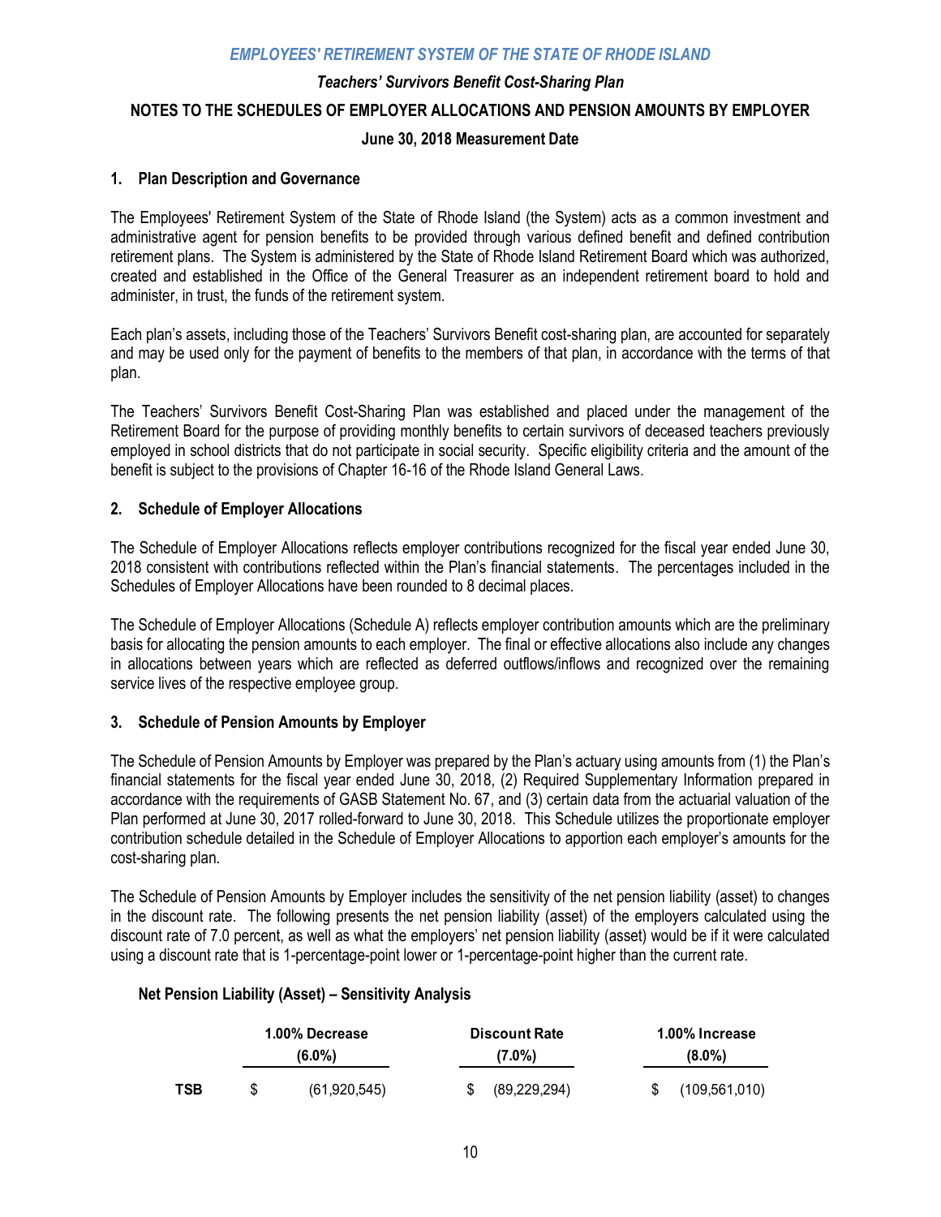*EMPLOYEES' RETIREMENT SYSTEM OF THE STATE OF RHODE ISLAND*

*Teachers' Survivors Benefit Cost-Sharing Plan*

**NOTES TO THE SCHEDULES OF EMPLOYER ALLOCATIONS AND PENSION AMOUNTS BY EMPLOYER**

**June 30, 2018 Measurement Date**

## 1. Plan Description and Governance

The Employees' Retirement System of the State of Rhode Island (the System) acts as a common investment and administrative agent for pension benefits to be provided through various defined benefit and defined contribution retirement plans. The System is administered by the State of Rhode Island Retirement Board which was authorized, created and established in the Office of the General Treasurer as an independent retirement board to hold and administer, in trust, the funds of the retirement system.

Each plan's assets, including those of the Teachers' Survivors Benefit cost-sharing plan, are accounted for separately and may be used only for the payment of benefits to the members of that plan, in accordance with the terms of that plan.

The Teachers' Survivors Benefit Cost-Sharing Plan was established and placed under the management of the Retirement Board for the purpose of providing monthly benefits to certain survivors of deceased teachers previously employed in school districts that do not participate in social security. Specific eligibility criteria and the amount of the benefit is subject to the provisions of Chapter 16-16 of the Rhode Island General Laws.

## 2. Schedule of Employer Allocations

The Schedule of Employer Allocations reflects employer contributions recognized for the fiscal year ended June 30, 2018 consistent with contributions reflected within the Plan's financial statements. The percentages included in the Schedules of Employer Allocations have been rounded to 8 decimal places.

The Schedule of Employer Allocations (Schedule A) reflects employer contribution amounts which are the preliminary basis for allocating the pension amounts to each employer. The final or effective allocations also include any changes in allocations between years which are reflected as deferred outflows/inflows and recognized over the remaining service lives of the respective employee group.

## 3. Schedule of Pension Amounts by Employer

The Schedule of Pension Amounts by Employer was prepared by the Plan's actuary using amounts from (1) the Plan's financial statements for the fiscal year ended June 30, 2018, (2) Required Supplementary Information prepared in accordance with the requirements of GASB Statement No. 67, and (3) certain data from the actuarial valuation of the Plan performed at June 30, 2017 rolled-forward to June 30, 2018. This Schedule utilizes the proportionate employer contribution schedule detailed in the Schedule of Employer Allocations to apportion each employer's amounts for the cost-sharing plan.

The Schedule of Pension Amounts by Employer includes the sensitivity of the net pension liability (asset) to changes in the discount rate. The following presents the net pension liability (asset) of the employers calculated using the discount rate of 7.0 percent, as well as what the employers' net pension liability (asset) would be if it were calculated using a discount rate that is 1-percentage-point lower or 1-percentage-point higher than the current rate.

### Net Pension Liability (Asset) – Sensitivity Analysis

| | 1.00% Decrease (6.0%) | Discount Rate (7.0%) | 1.00% Increase (8.0%) |
|---|---|---|---|
| **TSB** | $ (61,920,545) | $ (89,229,294) | $ (109,561,010) |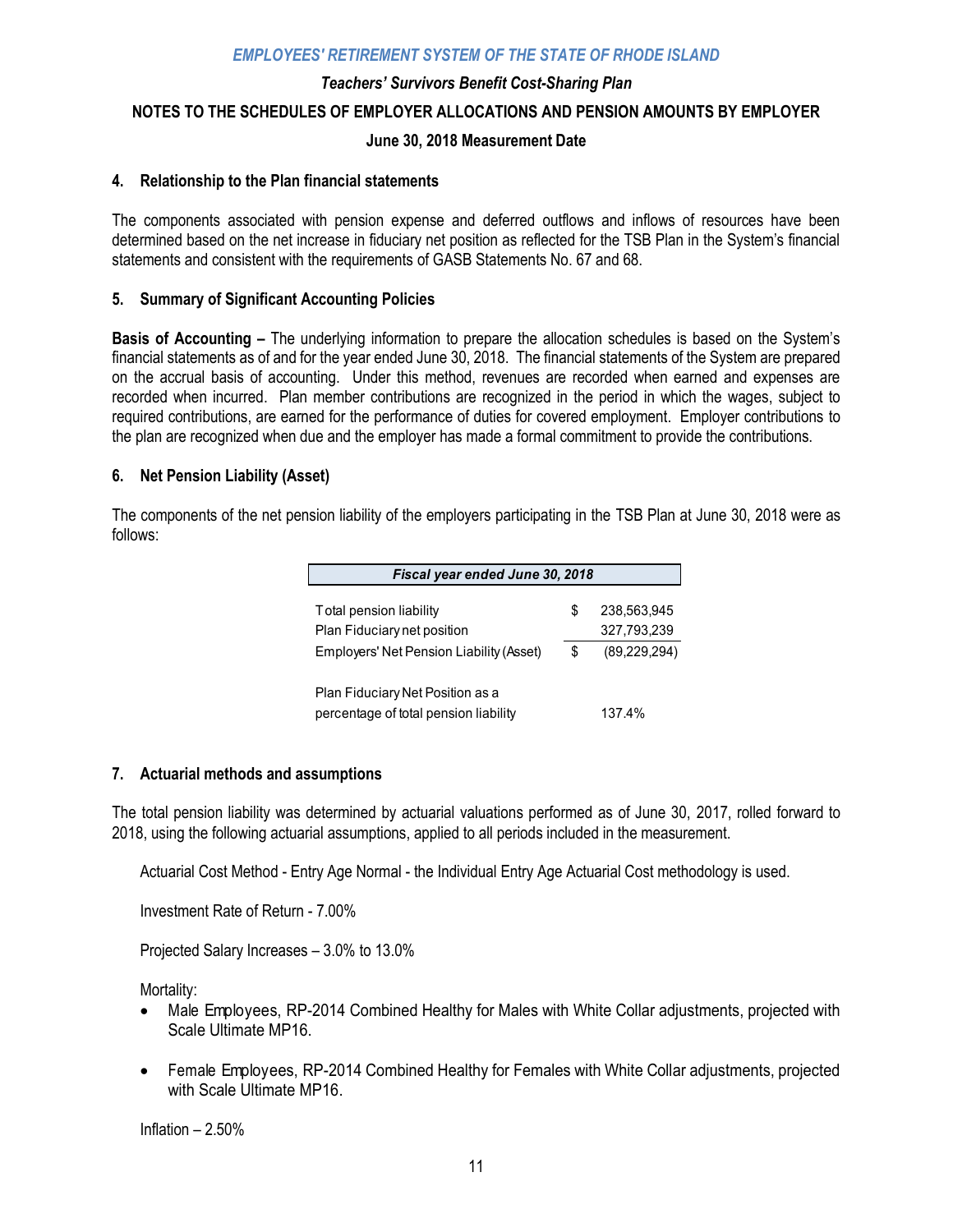# EMPLOYEES' RETIREMENT SYSTEM OF THE STATE OF RHODE ISLAND

## Teachers' Survivors Benefit Cost-Sharing Plan

## NOTES TO THE SCHEDULES OF EMPLOYER ALLOCATIONS AND PENSION AMOUNTS BY EMPLOYER

## June 30, 2018 Measurement Date

### 4. Relationship to the Plan financial statements

The components associated with pension expense and deferred outflows and inflows of resources have been determined based on the net increase in fiduciary net position as reflected for the TSB Plan in the System's financial statements and consistent with the requirements of GASB Statements No. 67 and 68.

### 5. Summary of Significant Accounting Policies

**Basis of Accounting –** The underlying information to prepare the allocation schedules is based on the System's financial statements as of and for the year ended June 30, 2018. The financial statements of the System are prepared on the accrual basis of accounting. Under this method, revenues are recorded when earned and expenses are recorded when incurred. Plan member contributions are recognized in the period in which the wages, subject to required contributions, are earned for the performance of duties for covered employment. Employer contributions to the plan are recognized when due and the employer has made a formal commitment to provide the contributions.

### 6. Net Pension Liability (Asset)

The components of the net pension liability of the employers participating in the TSB Plan at June 30, 2018 were as follows:

| *Fiscal year ended June 30, 2018* | | |
|---|---|---|
| Total pension liability | $ | 238,563,945 |
| Plan Fiduciary net position | | 327,793,239 |
| Employers' Net Pension Liability (Asset) | $ | (89,229,294) |
| Plan Fiduciary Net Position as a percentage of total pension liability | | 137.4% |

### 7. Actuarial methods and assumptions

The total pension liability was determined by actuarial valuations performed as of June 30, 2017, rolled forward to 2018, using the following actuarial assumptions, applied to all periods included in the measurement.

Actuarial Cost Method - Entry Age Normal - the Individual Entry Age Actuarial Cost methodology is used.

Investment Rate of Return - 7.00%

Projected Salary Increases – 3.0% to 13.0%

Mortality:

- Male Employees, RP-2014 Combined Healthy for Males with White Collar adjustments, projected with Scale Ultimate MP16.
- Female Employees, RP-2014 Combined Healthy for Females with White Collar adjustments, projected with Scale Ultimate MP16.

Inflation – 2.50%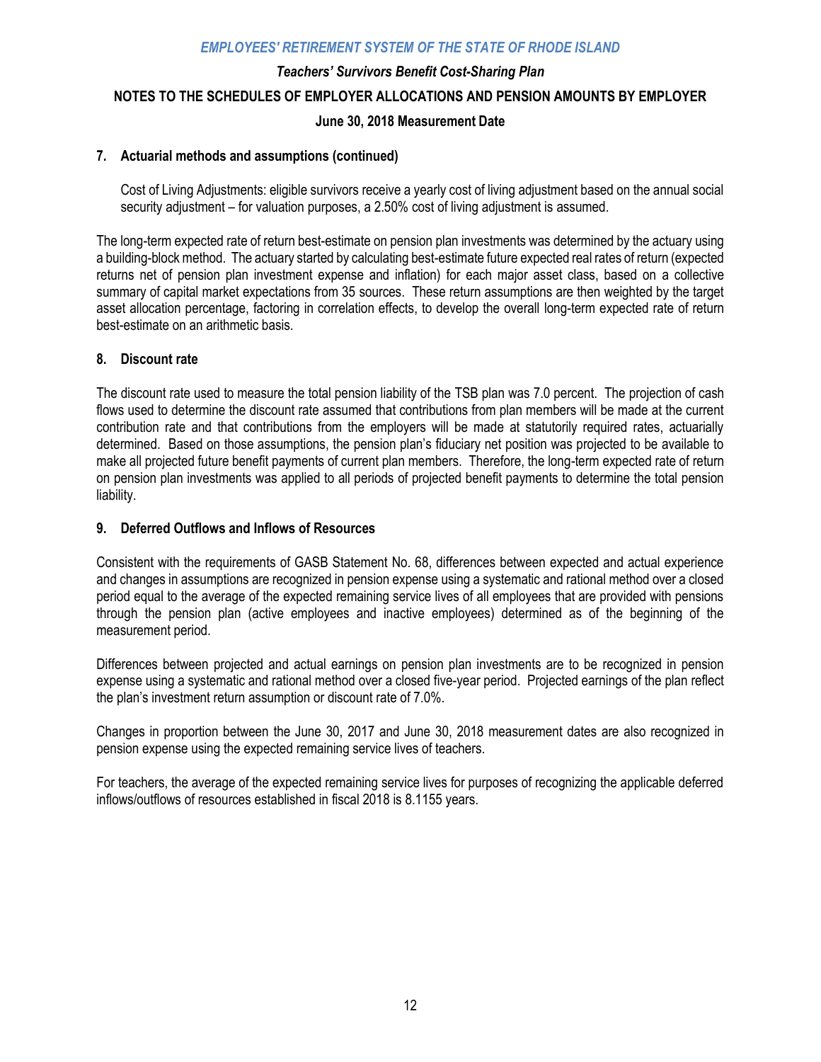### 7. Actuarial methods and assumptions (continued)

Cost of Living Adjustments: eligible survivors receive a yearly cost of living adjustment based on the annual social security adjustment – for valuation purposes, a 2.50% cost of living adjustment is assumed.

The long-term expected rate of return best-estimate on pension plan investments was determined by the actuary using a building-block method. The actuary started by calculating best-estimate future expected real rates of return (expected returns net of pension plan investment expense and inflation) for each major asset class, based on a collective summary of capital market expectations from 35 sources. These return assumptions are then weighted by the target asset allocation percentage, factoring in correlation effects, to develop the overall long-term expected rate of return best-estimate on an arithmetic basis.

### 8. Discount rate

The discount rate used to measure the total pension liability of the TSB plan was 7.0 percent. The projection of cash flows used to determine the discount rate assumed that contributions from plan members will be made at the current contribution rate and that contributions from the employers will be made at statutorily required rates, actuarially determined. Based on those assumptions, the pension plan's fiduciary net position was projected to be available to make all projected future benefit payments of current plan members. Therefore, the long-term expected rate of return on pension plan investments was applied to all periods of projected benefit payments to determine the total pension liability.

### 9. Deferred Outflows and Inflows of Resources

Consistent with the requirements of GASB Statement No. 68, differences between expected and actual experience and changes in assumptions are recognized in pension expense using a systematic and rational method over a closed period equal to the average of the expected remaining service lives of all employees that are provided with pensions through the pension plan (active employees and inactive employees) determined as of the beginning of the measurement period.

Differences between projected and actual earnings on pension plan investments are to be recognized in pension expense using a systematic and rational method over a closed five-year period. Projected earnings of the plan reflect the plan's investment return assumption or discount rate of 7.0%.

Changes in proportion between the June 30, 2017 and June 30, 2018 measurement dates are also recognized in pension expense using the expected remaining service lives of teachers.

For teachers, the average of the expected remaining service lives for purposes of recognizing the applicable deferred inflows/outflows of resources established in fiscal 2018 is 8.1155 years.